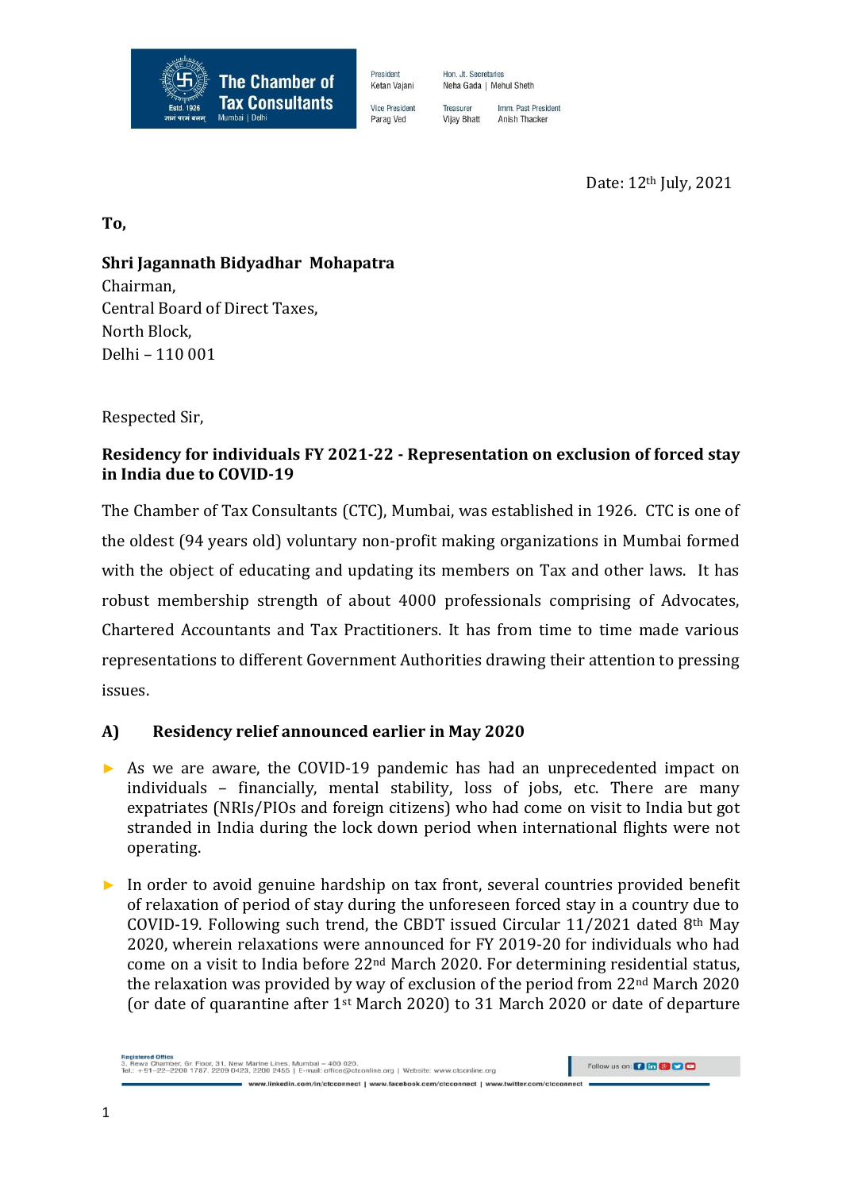The Chamber of Tax Consultants

Estd. 1926

Mumbai | Delhi

President
Ketan Vajani

Vice President
Parag Ved

Hon. Jt. Secretaries
Neha Gada | Mehul Sheth

Treasurer
Vijay Bhatt

Imm. Past President
Anish Thacker

Date: 12th July, 2021

**To,**

**Shri Jagannath Bidyadhar Mohapatra**
Chairman,
Central Board of Direct Taxes,
North Block,
Delhi – 110 001

Respected Sir,

**Residency for individuals FY 2021-22 - Representation on exclusion of forced stay in India due to COVID-19**

The Chamber of Tax Consultants (CTC), Mumbai, was established in 1926. CTC is one of the oldest (94 years old) voluntary non-profit making organizations in Mumbai formed with the object of educating and updating its members on Tax and other laws. It has robust membership strength of about 4000 professionals comprising of Advocates, Chartered Accountants and Tax Practitioners. It has from time to time made various representations to different Government Authorities drawing their attention to pressing issues.

## A) Residency relief announced earlier in May 2020

- As we are aware, the COVID-19 pandemic has had an unprecedented impact on individuals – financially, mental stability, loss of jobs, etc. There are many expatriates (NRIs/PIOs and foreign citizens) who had come on visit to India but got stranded in India during the lock down period when international flights were not operating.

- In order to avoid genuine hardship on tax front, several countries provided benefit of relaxation of period of stay during the unforeseen forced stay in a country due to COVID-19. Following such trend, the CBDT issued Circular 11/2021 dated 8th May 2020, wherein relaxations were announced for FY 2019-20 for individuals who had come on a visit to India before 22nd March 2020. For determining residential status, the relaxation was provided by way of exclusion of the period from 22nd March 2020 (or date of quarantine after 1st March 2020) to 31 March 2020 or date of departure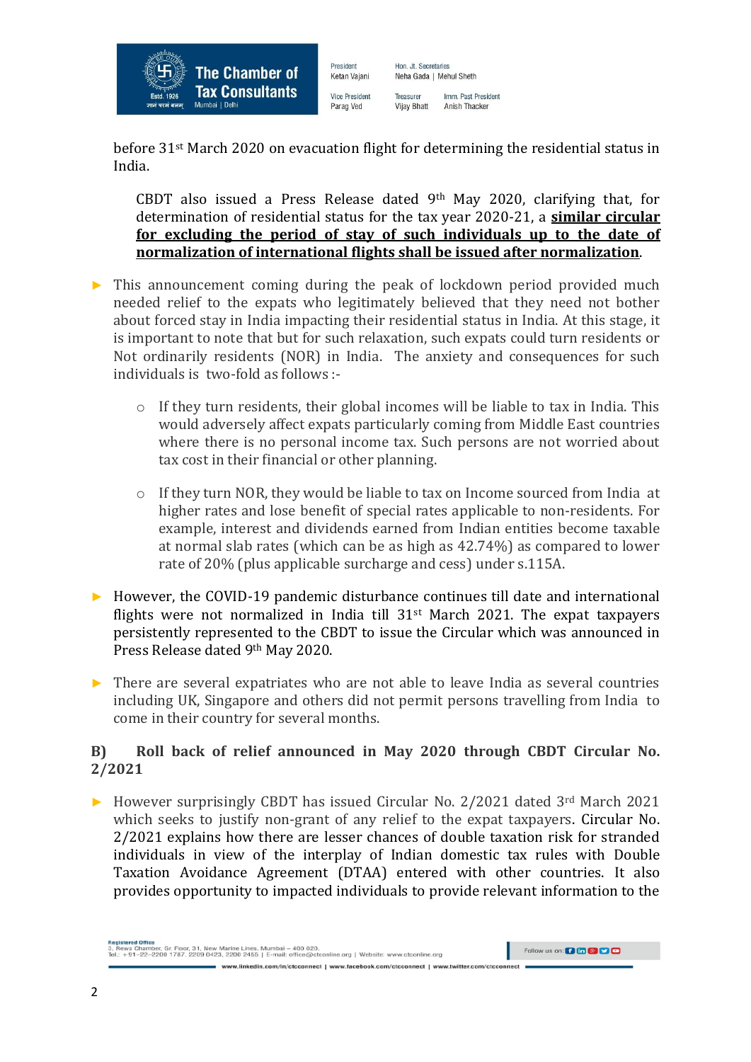before 31st March 2020 on evacuation flight for determining the residential status in India.

CBDT also issued a Press Release dated 9th May 2020, clarifying that, for determination of residential status for the tax year 2020-21, a **similar circular for excluding the period of stay of such individuals up to the date of normalization of international flights shall be issued after normalization**.

- This announcement coming during the peak of lockdown period provided much needed relief to the expats who legitimately believed that they need not bother about forced stay in India impacting their residential status in India. At this stage, it is important to note that but for such relaxation, such expats could turn residents or Not ordinarily residents (NOR) in India. The anxiety and consequences for such individuals is two-fold as follows :-

  - If they turn residents, their global incomes will be liable to tax in India. This would adversely affect expats particularly coming from Middle East countries where there is no personal income tax. Such persons are not worried about tax cost in their financial or other planning.

  - If they turn NOR, they would be liable to tax on Income sourced from India at higher rates and lose benefit of special rates applicable to non-residents. For example, interest and dividends earned from Indian entities become taxable at normal slab rates (which can be as high as 42.74%) as compared to lower rate of 20% (plus applicable surcharge and cess) under s.115A.

- However, the COVID-19 pandemic disturbance continues till date and international flights were not normalized in India till 31st March 2021. The expat taxpayers persistently represented to the CBDT to issue the Circular which was announced in Press Release dated 9th May 2020.

- There are several expatriates who are not able to leave India as several countries including UK, Singapore and others did not permit persons travelling from India to come in their country for several months.

## B) Roll back of relief announced in May 2020 through CBDT Circular No. 2/2021

- However surprisingly CBDT has issued Circular No. 2/2021 dated 3rd March 2021 which seeks to justify non-grant of any relief to the expat taxpayers. Circular No. 2/2021 explains how there are lesser chances of double taxation risk for stranded individuals in view of the interplay of Indian domestic tax rules with Double Taxation Avoidance Agreement (DTAA) entered with other countries. It also provides opportunity to impacted individuals to provide relevant information to the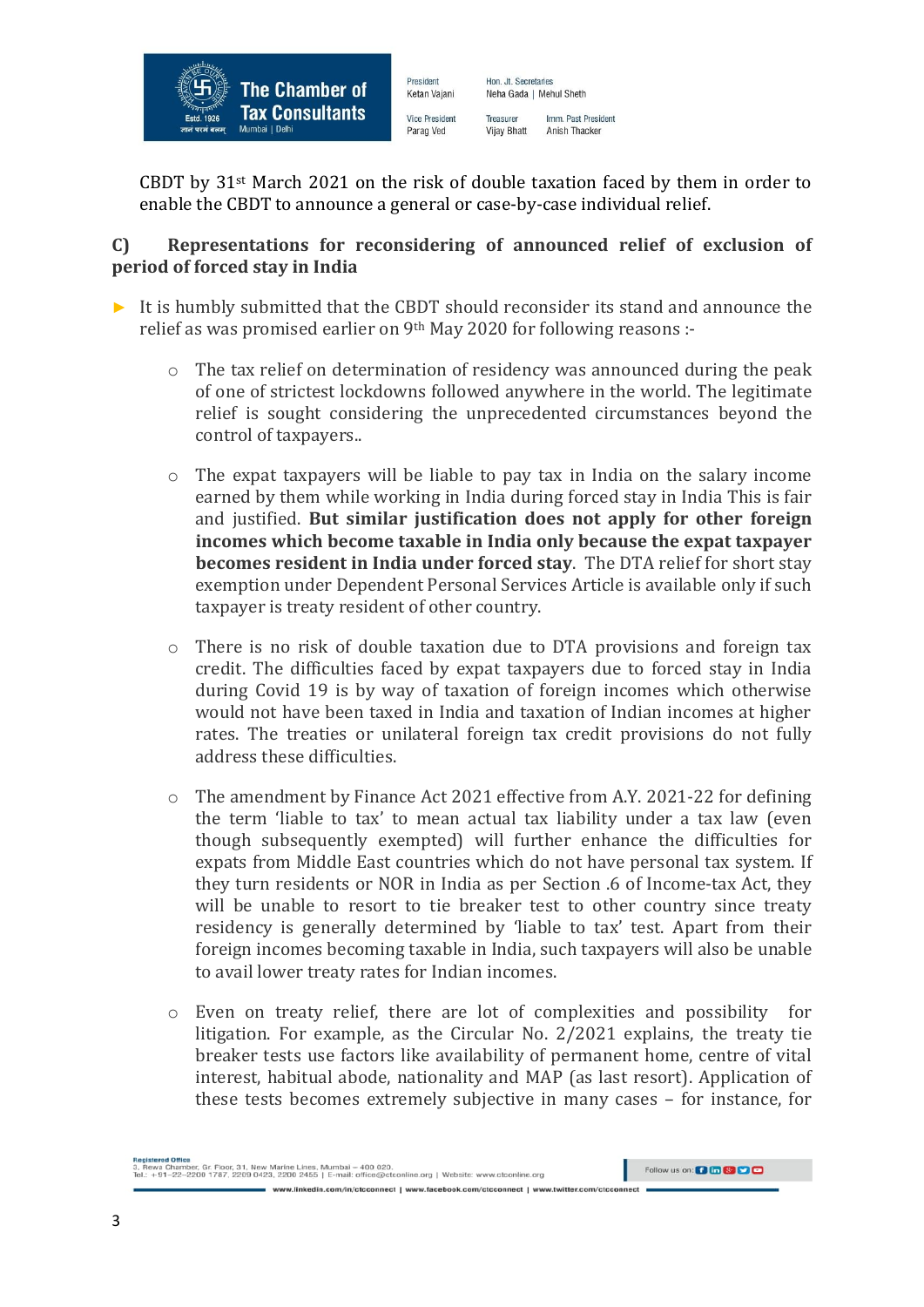CBDT by 31st March 2021 on the risk of double taxation faced by them in order to enable the CBDT to announce a general or case-by-case individual relief.

## C) Representations for reconsidering of announced relief of exclusion of period of forced stay in India

- It is humbly submitted that the CBDT should reconsider its stand and announce the relief as was promised earlier on 9th May 2020 for following reasons :-

    - The tax relief on determination of residency was announced during the peak of one of strictest lockdowns followed anywhere in the world. The legitimate relief is sought considering the unprecedented circumstances beyond the control of taxpayers..

    - The expat taxpayers will be liable to pay tax in India on the salary income earned by them while working in India during forced stay in India This is fair and justified. **But similar justification does not apply for other foreign incomes which become taxable in India only because the expat taxpayer becomes resident in India under forced stay**. The DTA relief for short stay exemption under Dependent Personal Services Article is available only if such taxpayer is treaty resident of other country.

    - There is no risk of double taxation due to DTA provisions and foreign tax credit. The difficulties faced by expat taxpayers due to forced stay in India during Covid 19 is by way of taxation of foreign incomes which otherwise would not have been taxed in India and taxation of Indian incomes at higher rates. The treaties or unilateral foreign tax credit provisions do not fully address these difficulties.

    - The amendment by Finance Act 2021 effective from A.Y. 2021-22 for defining the term 'liable to tax' to mean actual tax liability under a tax law (even though subsequently exempted) will further enhance the difficulties for expats from Middle East countries which do not have personal tax system. If they turn residents or NOR in India as per Section .6 of Income-tax Act, they will be unable to resort to tie breaker test to other country since treaty residency is generally determined by 'liable to tax' test. Apart from their foreign incomes becoming taxable in India, such taxpayers will also be unable to avail lower treaty rates for Indian incomes.

    - Even on treaty relief, there are lot of complexities and possibility for litigation. For example, as the Circular No. 2/2021 explains, the treaty tie breaker tests use factors like availability of permanent home, centre of vital interest, habitual abode, nationality and MAP (as last resort). Application of these tests becomes extremely subjective in many cases – for instance, for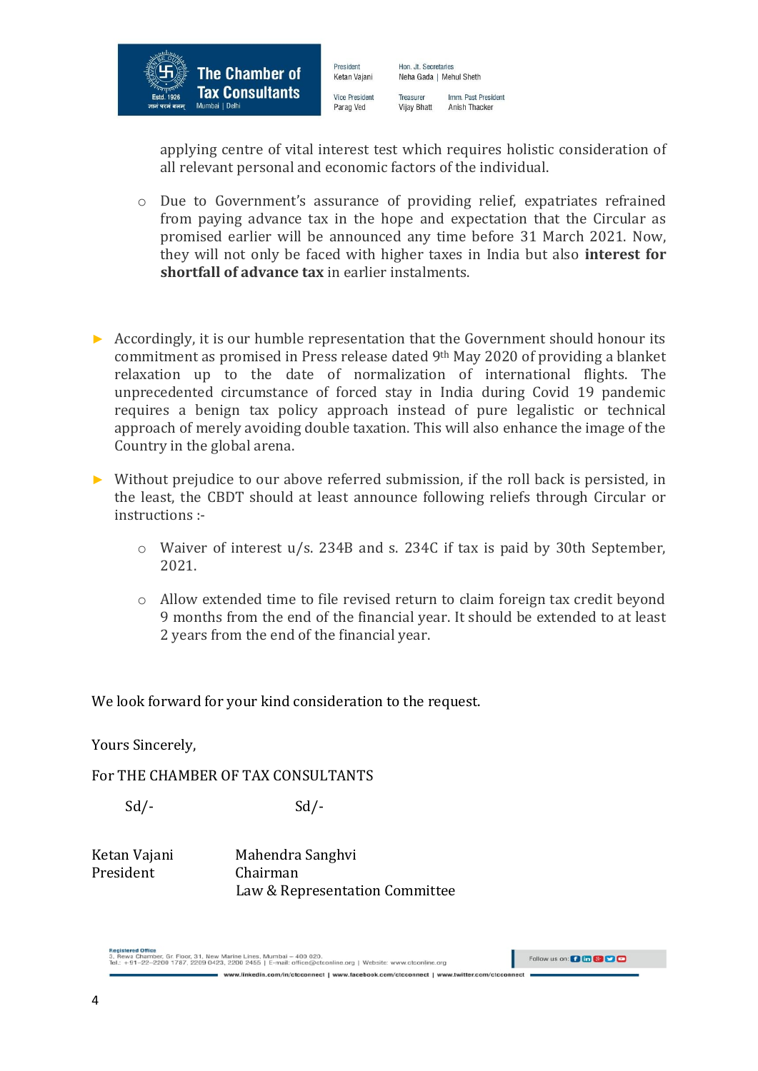applying centre of vital interest test which requires holistic consideration of all relevant personal and economic factors of the individual.

  - Due to Government's assurance of providing relief, expatriates refrained from paying advance tax in the hope and expectation that the Circular as promised earlier will be announced any time before 31 March 2021. Now, they will not only be faced with higher taxes in India but also **interest for shortfall of advance tax** in earlier instalments.

- Accordingly, it is our humble representation that the Government should honour its commitment as promised in Press release dated 9th May 2020 of providing a blanket relaxation up to the date of normalization of international flights. The unprecedented circumstance of forced stay in India during Covid 19 pandemic requires a benign tax policy approach instead of pure legalistic or technical approach of merely avoiding double taxation. This will also enhance the image of the Country in the global arena.

- Without prejudice to our above referred submission, if the roll back is persisted, in the least, the CBDT should at least announce following reliefs through Circular or instructions :-

  - Waiver of interest u/s. 234B and s. 234C if tax is paid by 30th September, 2021.

  - Allow extended time to file revised return to claim foreign tax credit beyond 9 months from the end of the financial year. It should be extended to at least 2 years from the end of the financial year.

We look forward for your kind consideration to the request.

Yours Sincerely,

For THE CHAMBER OF TAX CONSULTANTS

Sd/-　　　　　　　　Sd/-

Ketan Vajani　　　　Mahendra Sanghvi
President　　　　　Chairman
　　　　　　　　　Law & Representation Committee